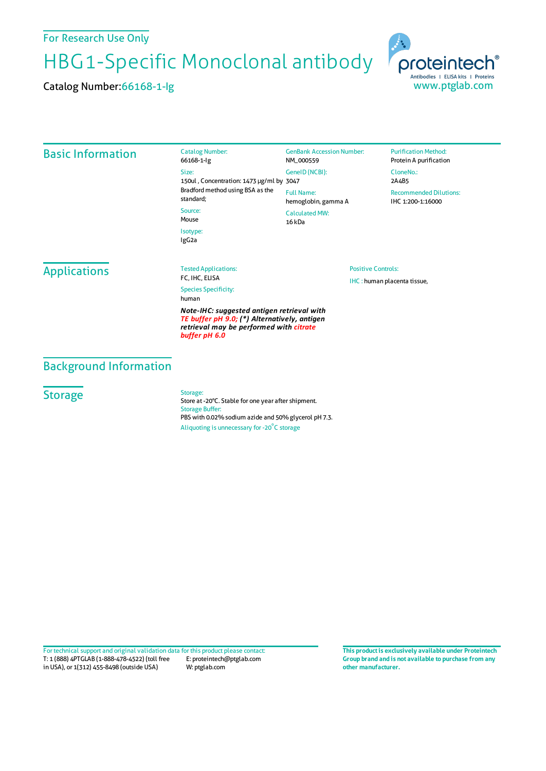For Research Use Only

# HBG1-Specific Monoclonal antibody

Catalog Number: 66168-1-Ig

proteintech® Antibodies | ELISA kits | Proteins
www.ptglab.com

## Basic Information

Catalog Number:
66168-1-Ig

Size:
150ul , Concentration: 1473 μg/ml by Bradford method using BSA as the standard;

Source:
Mouse

Isotype:
IgG2a

GenBank Accession Number:
NM_000559

GeneID (NCBI):
3047

Full Name:
hemoglobin, gamma A

Calculated MW:
16 kDa

Purification Method:
Protein A purification

CloneNo.:
2A4B5

Recommended Dilutions:
IHC 1:200-1:16000

## Applications

Tested Applications:
FC, IHC, ELISA

Species Specificity:
human

***Note-IHC: suggested antigen retrieval with TE buffer pH 9.0; (\*) Alternatively, antigen retrieval may be performed with citrate buffer pH 6.0***

Positive Controls:

IHC : human placenta tissue,

## Background Information

## Storage

Storage:
Store at -20°C. Stable for one year after shipment.
Storage Buffer:
PBS with 0.02% sodium azide and 50% glycerol pH 7.3.
Aliquoting is unnecessary for -20°C storage

For technical support and original validation data for this product please contact:
T: 1 (888) 4PTGLAB (1-888-478-4522) (toll free in USA), or 1(312) 455-8498 (outside USA)
E: proteintech@ptglab.com
W: ptglab.com

**This product is exclusively available under Proteintech Group brand and is not available to purchase from any other manufacturer.**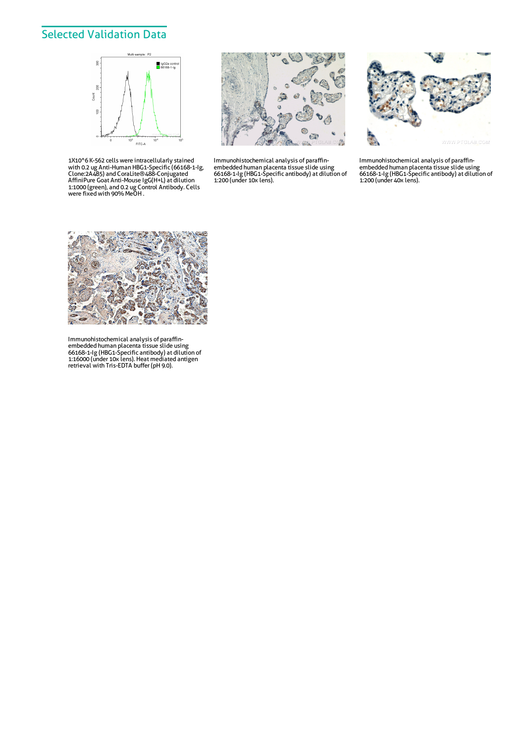## Selected Validation Data

Multi-sample : P2

IgG2a control
66168-1-Ig

Count

FITC-A

1X10^6 K-562 cells were intracellularly stained with 0.2 ug Anti-Human HBG1-Specific (66168-1-Ig, Clone:2A4B5) and CoraLite®488-Conjugated AffiniPure Goat Anti-Mouse IgG(H+L) at dilution 1:1000 (green), and 0.2 ug Control Antibody. Cells were fixed with 90% MeOH .

Immunohistochemical analysis of paraffin-embedded human placenta tissue slide using 66168-1-Ig (HBG1-Specific antibody) at dilution of 1:200 (under 10x lens).

Immunohistochemical analysis of paraffin-embedded human placenta tissue slide using 66168-1-Ig (HBG1-Specific antibody) at dilution of 1:200 (under 40x lens).

Immunohistochemical analysis of paraffin-embedded human placenta tissue slide using 66168-1-Ig (HBG1-Specific antibody) at dilution of 1:16000 (under 10x lens). Heat mediated antigen retrieval with Tris-EDTA buffer (pH 9.0).